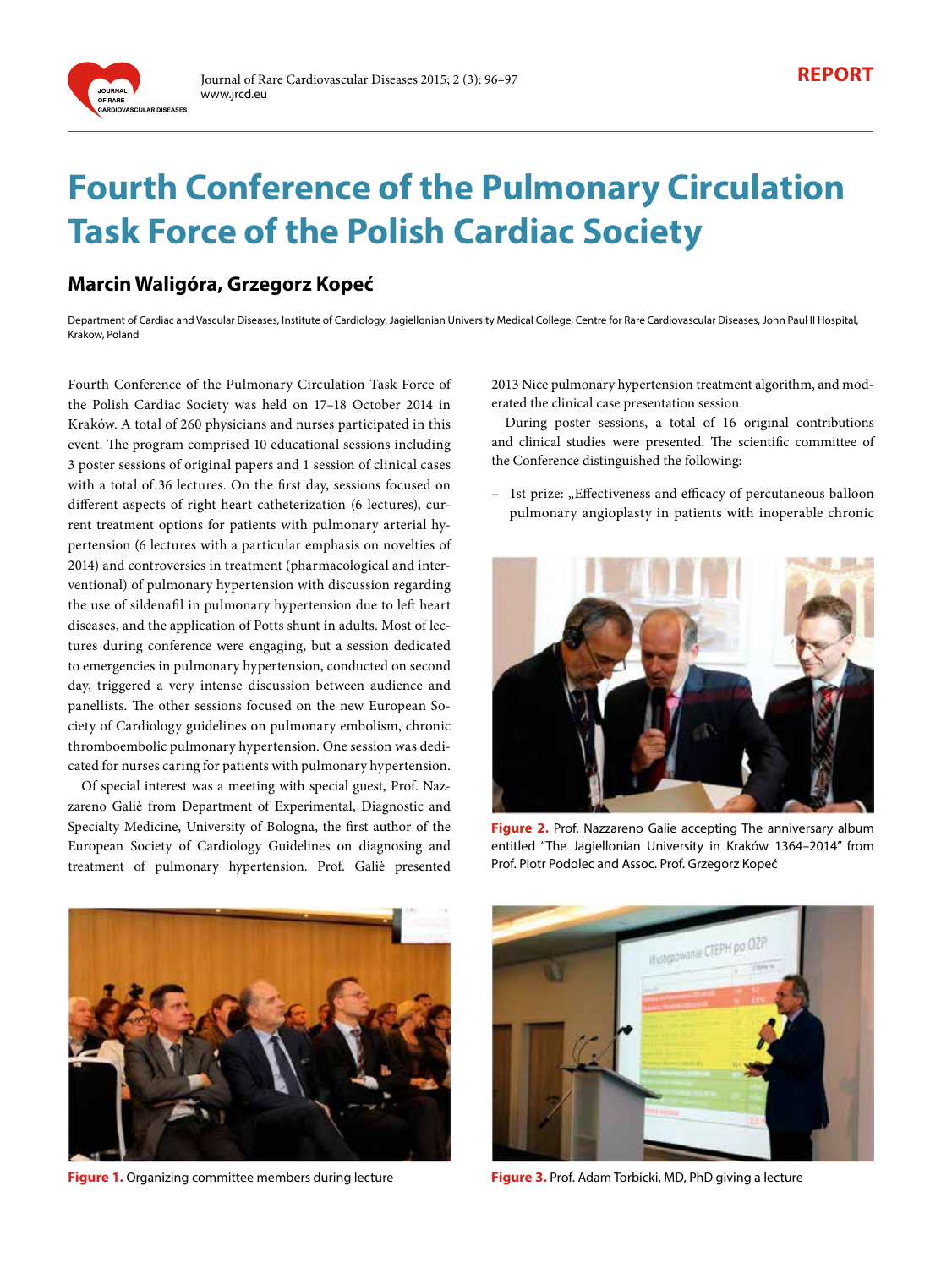REPORT

# Fourth Conference of the Pulmonary Circulation Task Force of the Polish Cardiac Society

**Marcin Waligóra, Grzegorz Kopeć**

Department of Cardiac and Vascular Diseases, Institute of Cardiology, Jagiellonian University Medical College, Centre for Rare Cardiovascular Diseases, John Paul II Hospital, Krakow, Poland

Fourth Conference of the Pulmonary Circulation Task Force of the Polish Cardiac Society was held on 17–18 October 2014 in Kraków. A total of 260 physicians and nurses participated in this event. The program comprised 10 educational sessions including 3 poster sessions of original papers and 1 session of clinical cases with a total of 36 lectures. On the first day, sessions focused on different aspects of right heart catheterization (6 lectures), current treatment options for patients with pulmonary arterial hypertension (6 lectures with a particular emphasis on novelties of 2014) and controversies in treatment (pharmacological and interventional) of pulmonary hypertension with discussion regarding the use of sildenafil in pulmonary hypertension due to left heart diseases, and the application of Potts shunt in adults. Most of lectures during conference were engaging, but a session dedicated to emergencies in pulmonary hypertension, conducted on second day, triggered a very intense discussion between audience and panellists. The other sessions focused on the new European Society of Cardiology guidelines on pulmonary embolism, chronic thromboembolic pulmonary hypertension. One session was dedicated for nurses caring for patients with pulmonary hypertension.

Of special interest was a meeting with special guest, Prof. Nazzareno Galiè from Department of Experimental, Diagnostic and Specialty Medicine, University of Bologna, the first author of the European Society of Cardiology Guidelines on diagnosing and treatment of pulmonary hypertension. Prof. Galiè presented 2013 Nice pulmonary hypertension treatment algorithm, and moderated the clinical case presentation session.

During poster sessions, a total of 16 original contributions and clinical studies were presented. The scientific committee of the Conference distinguished the following:

– 1st prize: „Effectiveness and efficacy of percutaneous balloon pulmonary angioplasty in patients with inoperable chronic

**Figure 2.** Prof. Nazzareno Galie accepting The anniversary album entitled "The Jagiellonian University in Kraków 1364–2014" from Prof. Piotr Podolec and Assoc. Prof. Grzegorz Kopeć

**Figure 1.** Organizing committee members during lecture

**Figure 3.** Prof. Adam Torbicki, MD, PhD giving a lecture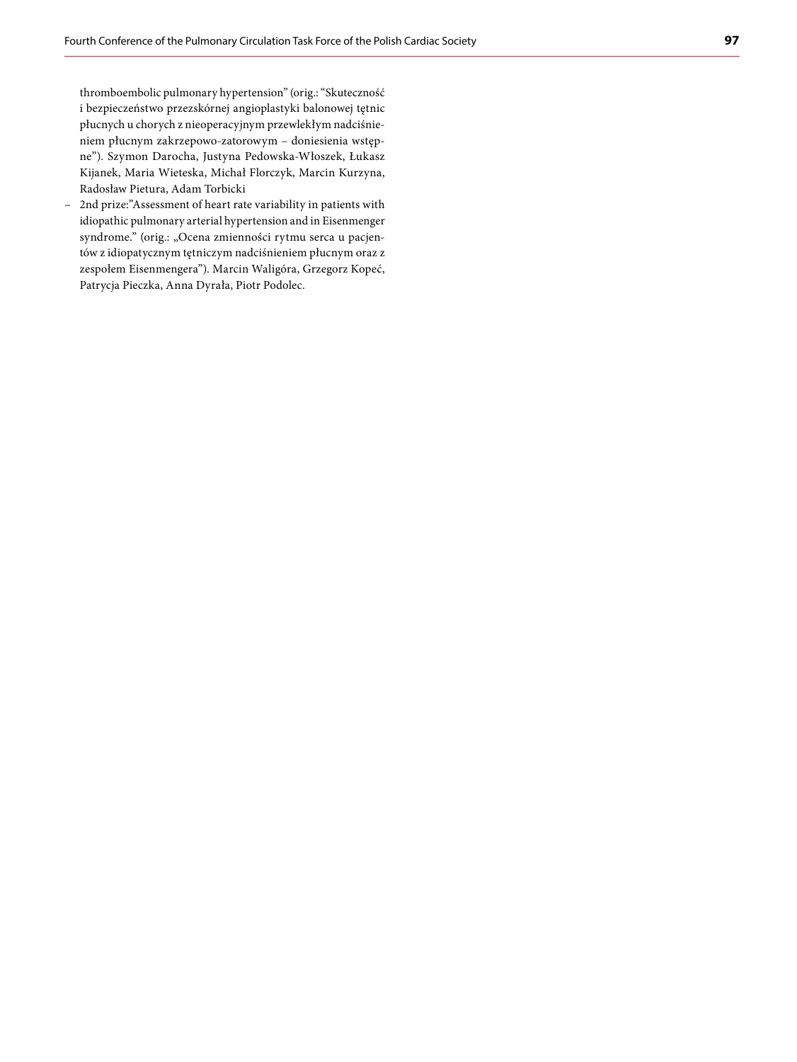thromboembolic pulmonary hypertension" (orig.: "Skuteczność i bezpieczeństwo przezskórnej angioplastyki balonowej tętnic płucnych u chorych z nieoperacyjnym przewlekłym nadciśnieniem płucnym zakrzepowo-zatorowym – doniesienia wstępne"). Szymon Darocha, Justyna Pedowska-Włoszek, Łukasz Kijanek, Maria Wieteska, Michał Florczyk, Marcin Kurzyna, Radosław Pietura, Adam Torbicki

- 2nd prize:"Assessment of heart rate variability in patients with idiopathic pulmonary arterial hypertension and in Eisenmenger syndrome." (orig.: „Ocena zmienności rytmu serca u pacjentów z idiopatycznym tętniczym nadciśnieniem płucnym oraz z zespołem Eisenmengera"). Marcin Waligóra, Grzegorz Kopeć, Patrycja Pieczka, Anna Dyrała, Piotr Podolec.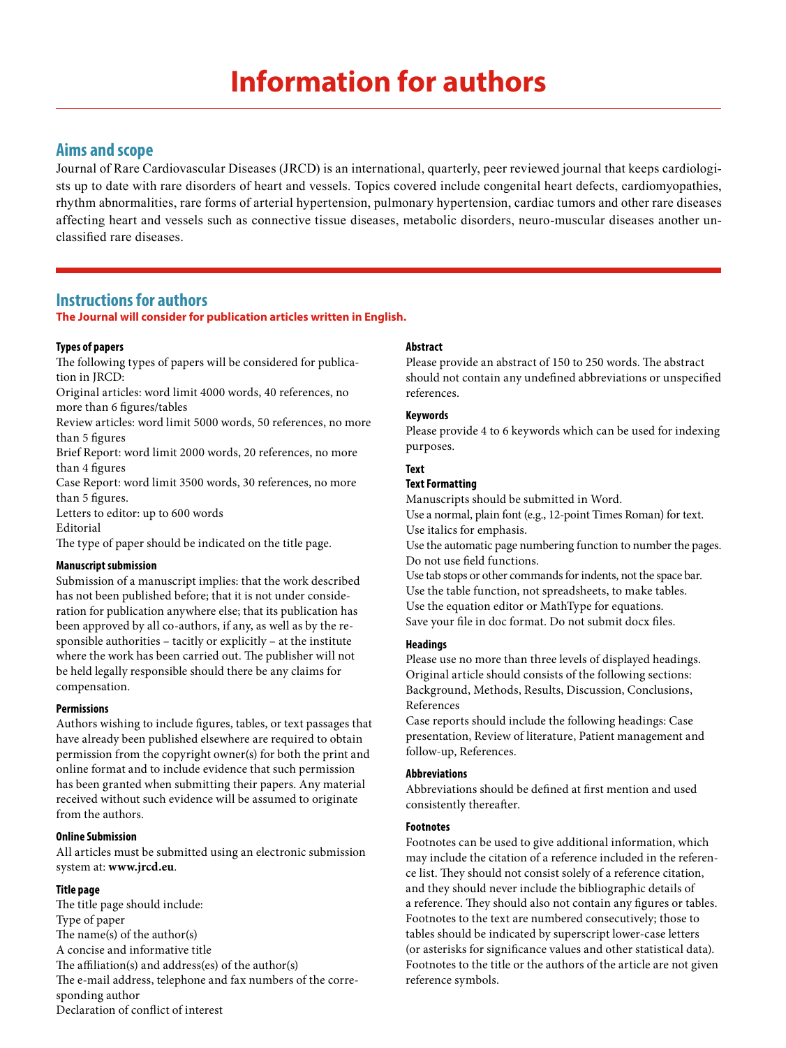# Information for authors

## Aims and scope

Journal of Rare Cardiovascular Diseases (JRCD) is an international, quarterly, peer reviewed journal that keeps cardiologists up to date with rare disorders of heart and vessels. Topics covered include congenital heart defects, cardiomyopathies, rhythm abnormalities, rare forms of arterial hypertension, pulmonary hypertension, cardiac tumors and other rare diseases affecting heart and vessels such as connective tissue diseases, metabolic disorders, neuro-muscular diseases another unclassified rare diseases.

## Instructions for authors

**The Journal will consider for publication articles written in English.**

### Types of papers

The following types of papers will be considered for publication in JRCD:

Original articles: word limit 4000 words, 40 references, no more than 6 figures/tables

Review articles: word limit 5000 words, 50 references, no more than 5 figures

Brief Report: word limit 2000 words, 20 references, no more than 4 figures

Case Report: word limit 3500 words, 30 references, no more than 5 figures.

Letters to editor: up to 600 words

Editorial

The type of paper should be indicated on the title page.

### Manuscript submission

Submission of a manuscript implies: that the work described has not been published before; that it is not under consideration for publication anywhere else; that its publication has been approved by all co-authors, if any, as well as by the responsible authorities – tacitly or explicitly – at the institute where the work has been carried out. The publisher will not be held legally responsible should there be any claims for compensation.

### Permissions

Authors wishing to include figures, tables, or text passages that have already been published elsewhere are required to obtain permission from the copyright owner(s) for both the print and online format and to include evidence that such permission has been granted when submitting their papers. Any material received without such evidence will be assumed to originate from the authors.

### Online Submission

All articles must be submitted using an electronic submission system at: **www.jrcd.eu**.

### Title page

The title page should include:

Type of paper

The name(s) of the author(s)

A concise and informative title

The affiliation(s) and address(es) of the author(s)

The e-mail address, telephone and fax numbers of the corresponding author

Declaration of conflict of interest

### Abstract

Please provide an abstract of 150 to 250 words. The abstract should not contain any undefined abbreviations or unspecified references.

### Keywords

Please provide 4 to 6 keywords which can be used for indexing purposes.

### Text

#### Text Formatting

Manuscripts should be submitted in Word.

Use a normal, plain font (e.g., 12-point Times Roman) for text.

Use italics for emphasis.

Use the automatic page numbering function to number the pages.

Do not use field functions.

Use tab stops or other commands for indents, not the space bar.

Use the table function, not spreadsheets, to make tables.

Use the equation editor or MathType for equations.

Save your file in doc format. Do not submit docx files.

### Headings

Please use no more than three levels of displayed headings.

Original article should consists of the following sections: Background, Methods, Results, Discussion, Conclusions, References

Case reports should include the following headings: Case presentation, Review of literature, Patient management and follow-up, References.

### Abbreviations

Abbreviations should be defined at first mention and used consistently thereafter.

### Footnotes

Footnotes can be used to give additional information, which may include the citation of a reference included in the reference list. They should not consist solely of a reference citation, and they should never include the bibliographic details of a reference. They should also not contain any figures or tables. Footnotes to the text are numbered consecutively; those to tables should be indicated by superscript lower-case letters (or asterisks for significance values and other statistical data). Footnotes to the title or the authors of the article are not given reference symbols.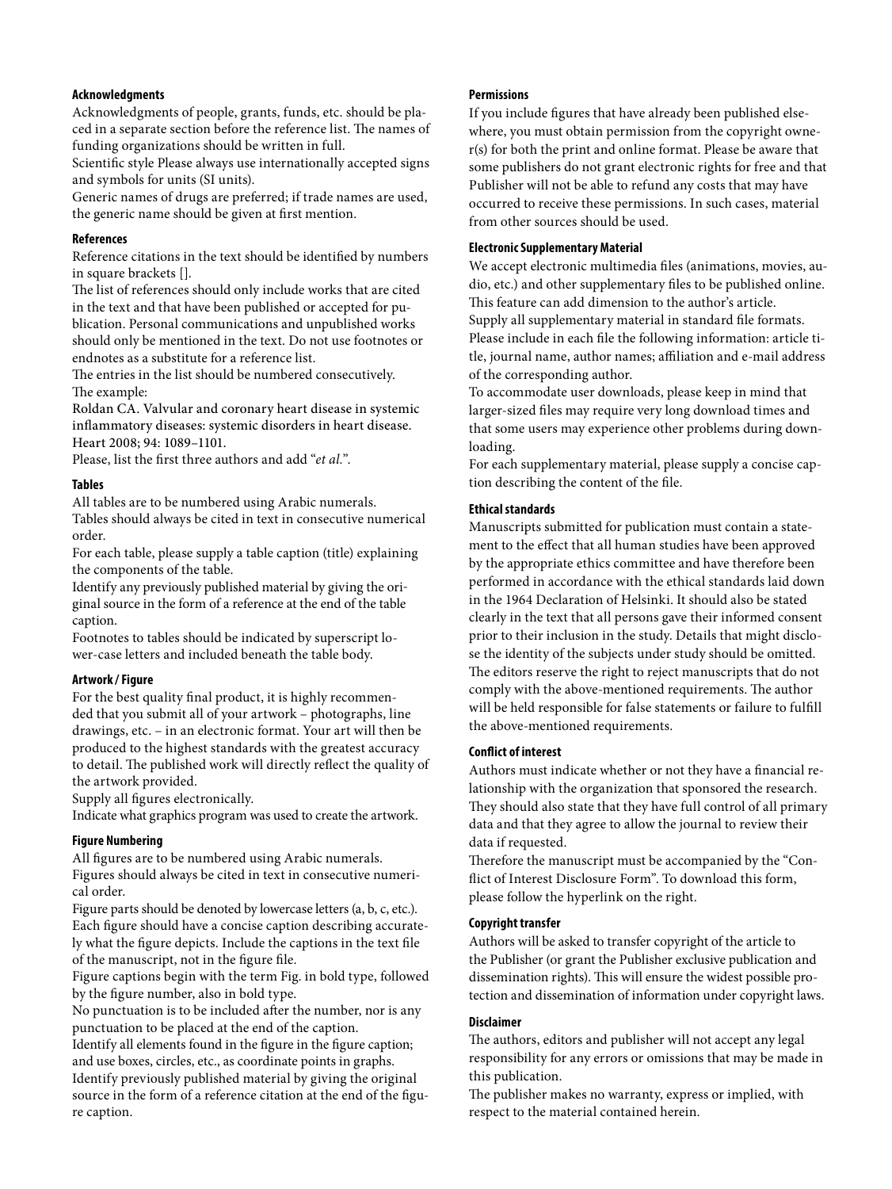#### Acknowledgments

Acknowledgments of people, grants, funds, etc. should be placed in a separate section before the reference list. The names of funding organizations should be written in full.

Scientific style Please always use internationally accepted signs and symbols for units (SI units).

Generic names of drugs are preferred; if trade names are used, the generic name should be given at first mention.

#### References

Reference citations in the text should be identified by numbers in square brackets [].

The list of references should only include works that are cited in the text and that have been published or accepted for publication. Personal communications and unpublished works should only be mentioned in the text. Do not use footnotes or endnotes as a substitute for a reference list.

The entries in the list should be numbered consecutively.

The example:

Roldan CA. Valvular and coronary heart disease in systemic inflammatory diseases: systemic disorders in heart disease. Heart 2008; 94: 1089–1101.

Please, list the first three authors and add "*et al.*".

#### Tables

All tables are to be numbered using Arabic numerals.

Tables should always be cited in text in consecutive numerical order.

For each table, please supply a table caption (title) explaining the components of the table.

Identify any previously published material by giving the original source in the form of a reference at the end of the table caption.

Footnotes to tables should be indicated by superscript lower-case letters and included beneath the table body.

#### Artwork / Figure

For the best quality final product, it is highly recommended that you submit all of your artwork – photographs, line drawings, etc. – in an electronic format. Your art will then be produced to the highest standards with the greatest accuracy to detail. The published work will directly reflect the quality of the artwork provided.

Supply all figures electronically.

Indicate what graphics program was used to create the artwork.

#### Figure Numbering

All figures are to be numbered using Arabic numerals.

Figures should always be cited in text in consecutive numerical order.

Figure parts should be denoted by lowercase letters (a, b, c, etc.).

Each figure should have a concise caption describing accurately what the figure depicts. Include the captions in the text file of the manuscript, not in the figure file.

Figure captions begin with the term Fig. in bold type, followed by the figure number, also in bold type.

No punctuation is to be included after the number, nor is any punctuation to be placed at the end of the caption.

Identify all elements found in the figure in the figure caption; and use boxes, circles, etc., as coordinate points in graphs.

Identify previously published material by giving the original source in the form of a reference citation at the end of the figure caption.

#### Permissions

If you include figures that have already been published elsewhere, you must obtain permission from the copyright owner(s) for both the print and online format. Please be aware that some publishers do not grant electronic rights for free and that Publisher will not be able to refund any costs that may have occurred to receive these permissions. In such cases, material from other sources should be used.

#### Electronic Supplementary Material

We accept electronic multimedia files (animations, movies, audio, etc.) and other supplementary files to be published online. This feature can add dimension to the author's article.

Supply all supplementary material in standard file formats.

Please include in each file the following information: article title, journal name, author names; affiliation and e-mail address of the corresponding author.

To accommodate user downloads, please keep in mind that larger-sized files may require very long download times and that some users may experience other problems during downloading.

For each supplementary material, please supply a concise caption describing the content of the file.

#### Ethical standards

Manuscripts submitted for publication must contain a statement to the effect that all human studies have been approved by the appropriate ethics committee and have therefore been performed in accordance with the ethical standards laid down in the 1964 Declaration of Helsinki. It should also be stated clearly in the text that all persons gave their informed consent prior to their inclusion in the study. Details that might disclose the identity of the subjects under study should be omitted. The editors reserve the right to reject manuscripts that do not comply with the above-mentioned requirements. The author will be held responsible for false statements or failure to fulfill the above-mentioned requirements.

#### Conflict of interest

Authors must indicate whether or not they have a financial relationship with the organization that sponsored the research. They should also state that they have full control of all primary data and that they agree to allow the journal to review their data if requested.

Therefore the manuscript must be accompanied by the "Conflict of Interest Disclosure Form". To download this form, please follow the hyperlink on the right.

#### Copyright transfer

Authors will be asked to transfer copyright of the article to the Publisher (or grant the Publisher exclusive publication and dissemination rights). This will ensure the widest possible protection and dissemination of information under copyright laws.

#### Disclaimer

The authors, editors and publisher will not accept any legal responsibility for any errors or omissions that may be made in this publication.

The publisher makes no warranty, express or implied, with respect to the material contained herein.